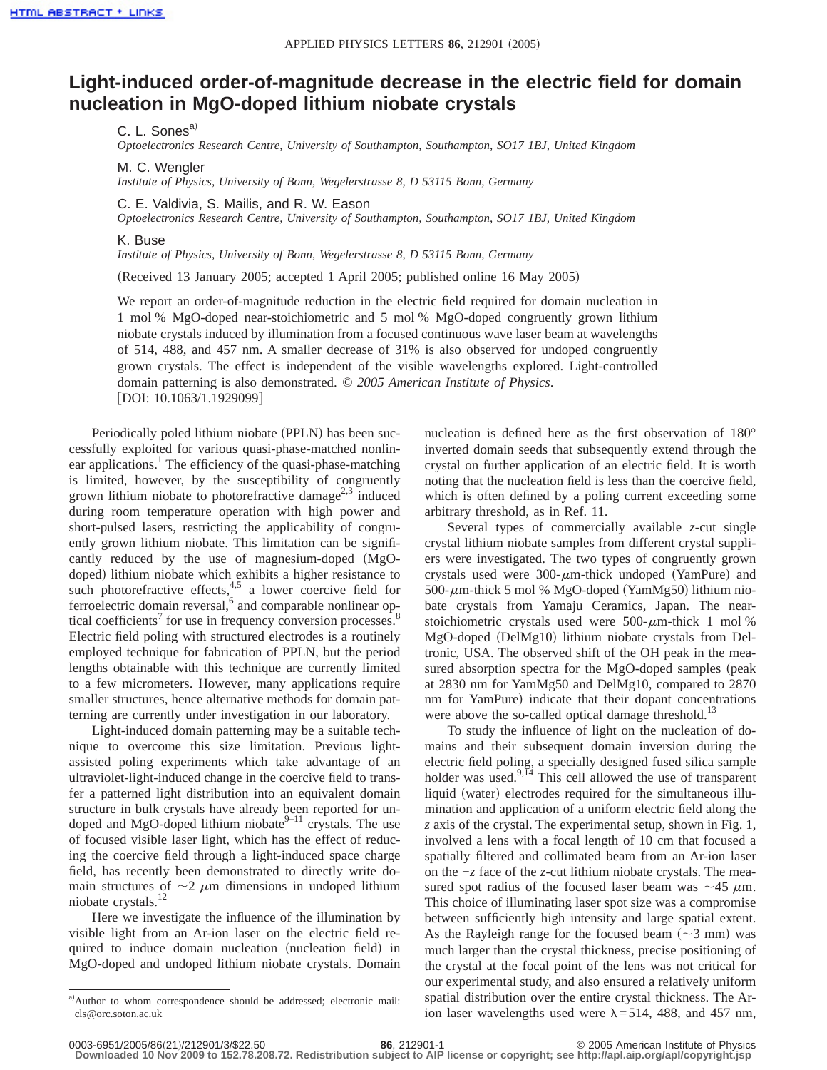# Light-induced order-of-magnitude decrease in the electric field for domain nucleation in MgO-doped lithium niobate crystals

C. L. Sones[a)]
*Optoelectronics Research Centre, University of Southampton, Southampton, SO17 1BJ, United Kingdom*

M. C. Wengler
*Institute of Physics, University of Bonn, Wegelerstrasse 8, D 53115 Bonn, Germany*

C. E. Valdivia, S. Mailis, and R. W. Eason
*Optoelectronics Research Centre, University of Southampton, Southampton, SO17 1BJ, United Kingdom*

K. Buse
*Institute of Physics, University of Bonn, Wegelerstrasse 8, D 53115 Bonn, Germany*

(Received 13 January 2005; accepted 1 April 2005; published online 16 May 2005)

We report an order-of-magnitude reduction in the electric field required for domain nucleation in 1 mol % MgO-doped near-stoichiometric and 5 mol % MgO-doped congruently grown lithium niobate crystals induced by illumination from a focused continuous wave laser beam at wavelengths of 514, 488, and 457 nm. A smaller decrease of 31% is also observed for undoped congruently grown crystals. The effect is independent of the visible wavelengths explored. Light-controlled domain patterning is also demonstrated. © *2005 American Institute of Physics*. [DOI: 10.1063/1.1929099]

Periodically poled lithium niobate (PPLN) has been successfully exploited for various quasi-phase-matched nonlinear applications.[1] The efficiency of the quasi-phase-matching is limited, however, by the susceptibility of congruently grown lithium niobate to photorefractive damage[2,3] induced during room temperature operation with high power and short-pulsed lasers, restricting the applicability of congruently grown lithium niobate. This limitation can be significantly reduced by the use of magnesium-doped (MgO-doped) lithium niobate which exhibits a higher resistance to such photorefractive effects,[4,5] a lower coercive field for ferroelectric domain reversal,[6] and comparable nonlinear optical coefficients[7] for use in frequency conversion processes.[8] Electric field poling with structured electrodes is a routinely employed technique for fabrication of PPLN, but the period lengths obtainable with this technique are currently limited to a few micrometers. However, many applications require smaller structures, hence alternative methods for domain patterning are currently under investigation in our laboratory.

Light-induced domain patterning may be a suitable technique to overcome this size limitation. Previous light-assisted poling experiments which take advantage of an ultraviolet-light-induced change in the coercive field to transfer a patterned light distribution into an equivalent domain structure in bulk crystals have already been reported for undoped and MgO-doped lithium niobate[9–11] crystals. The use of focused visible laser light, which has the effect of reducing the coercive field through a light-induced space charge field, has recently been demonstrated to directly write domain structures of ~2 μm dimensions in undoped lithium niobate crystals.[12]

Here we investigate the influence of the illumination by visible light from an Ar-ion laser on the electric field required to induce domain nucleation (nucleation field) in MgO-doped and undoped lithium niobate crystals. Domain nucleation is defined here as the first observation of 180° inverted domain seeds that subsequently extend through the crystal on further application of an electric field. It is worth noting that the nucleation field is less than the coercive field, which is often defined by a poling current exceeding some arbitrary threshold, as in Ref. 11.

Several types of commercially available *z*-cut single crystal lithium niobate samples from different crystal suppliers were investigated. The two types of congruently grown crystals used were 300-μm-thick undoped (YamPure) and 500-μm-thick 5 mol % MgO-doped (YamMg50) lithium niobate crystals from Yamaju Ceramics, Japan. The near-stoichiometric crystals used were 500-μm-thick 1 mol % MgO-doped (DelMg10) lithium niobate crystals from Deltronic, USA. The observed shift of the OH peak in the measured absorption spectra for the MgO-doped samples (peak at 2830 nm for YamMg50 and DelMg10, compared to 2870 nm for YamPure) indicate that their dopant concentrations were above the so-called optical damage threshold.[13]

To study the influence of light on the nucleation of domains and their subsequent domain inversion during the electric field poling, a specially designed fused silica sample holder was used.[9,14] This cell allowed the use of transparent liquid (water) electrodes required for the simultaneous illumination and application of a uniform electric field along the *z* axis of the crystal. The experimental setup, shown in Fig. 1, involved a lens with a focal length of 10 cm that focused a spatially filtered and collimated beam from an Ar-ion laser on the −*z* face of the *z*-cut lithium niobate crystals. The measured spot radius of the focused laser beam was ~45 μm. This choice of illuminating laser spot size was a compromise between sufficiently high intensity and large spatial extent. As the Rayleigh range for the focused beam (~3 mm) was much larger than the crystal thickness, precise positioning of the crystal at the focal point of the lens was not critical for our experimental study, and also ensured a relatively uniform spatial distribution over the entire crystal thickness. The Ar-ion laser wavelengths used were λ=514, 488, and 457 nm,

[a)]Author to whom correspondence should be addressed; electronic mail: cls@orc.soton.ac.uk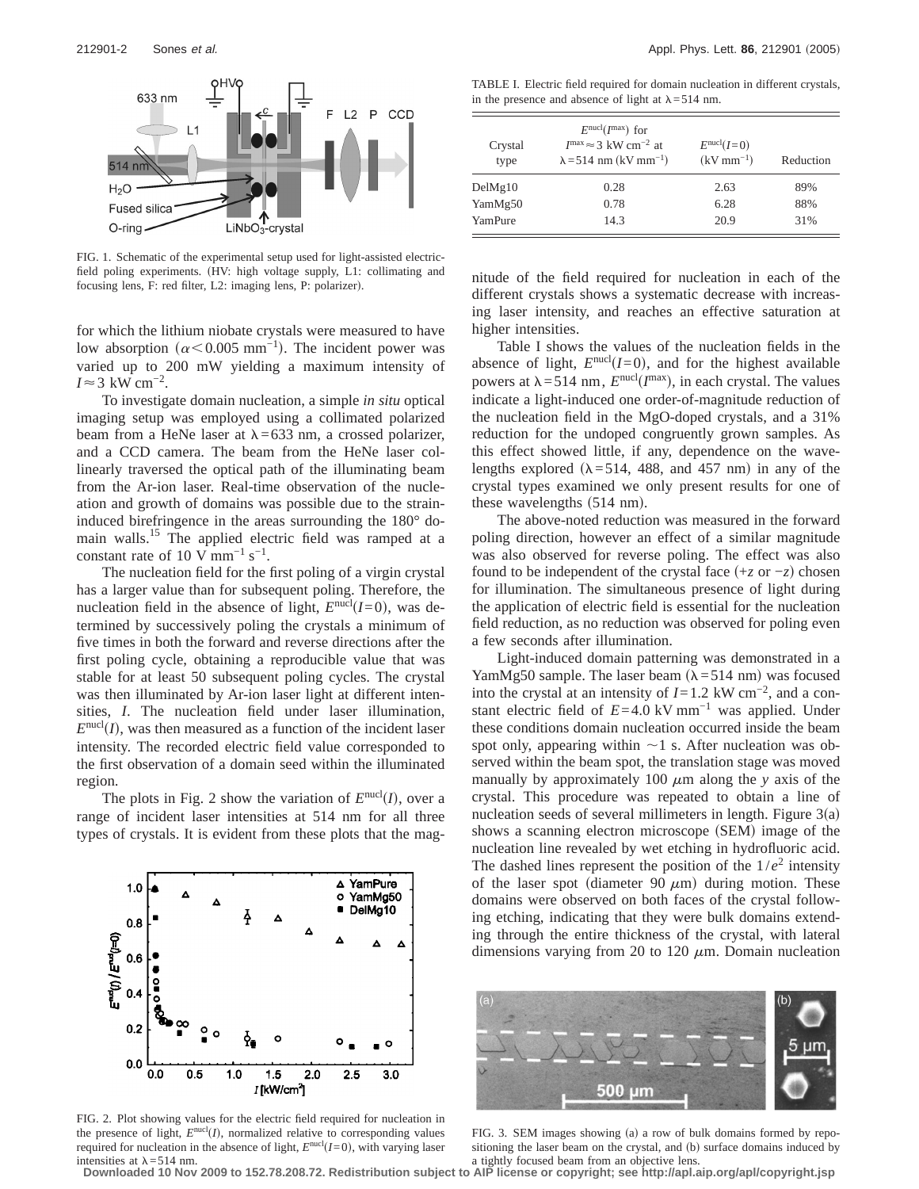FIG. 1. Schematic of the experimental setup used for light-assisted electric-field poling experiments. (HV: high voltage supply, L1: collimating and focusing lens, F: red filter, L2: imaging lens, P: polarizer).

for which the lithium niobate crystals were measured to have low absorption ($\alpha < 0.005$ mm$^{-1}$). The incident power was varied up to 200 mW yielding a maximum intensity of $I \approx 3$ kW cm$^{-2}$.

To investigate domain nucleation, a simple *in situ* optical imaging setup was employed using a collimated polarized beam from a HeNe laser at $\lambda = 633$ nm, a crossed polarizer, and a CCD camera. The beam from the HeNe laser collinearly traversed the optical path of the illuminating beam from the Ar-ion laser. Real-time observation of the nucleation and growth of domains was possible due to the strain-induced birefringence in the areas surrounding the 180° domain walls.[15] The applied electric field was ramped at a constant rate of 10 V mm$^{-1}$ s$^{-1}$.

The nucleation field for the first poling of a virgin crystal has a larger value than for subsequent poling. Therefore, the nucleation field in the absence of light, $E^{\text{nucl}}(I=0)$, was determined by successively poling the crystals a minimum of five times in both the forward and reverse directions after the first poling cycle, obtaining a reproducible value that was stable for at least 50 subsequent poling cycles. The crystal was then illuminated by Ar-ion laser light at different intensities, $I$. The nucleation field under laser illumination, $E^{\text{nucl}}(I)$, was then measured as a function of the incident laser intensity. The recorded electric field value corresponded to the first observation of a domain seed within the illuminated region.

The plots in Fig. 2 show the variation of $E^{\text{nucl}}(I)$, over a range of incident laser intensities at 514 nm for all three types of crystals. It is evident from these plots that the magnitude of the field required for nucleation in each of the different crystals shows a systematic decrease with increasing laser intensity, and reaches an effective saturation at higher intensities.

FIG. 2. Plot showing values for the electric field required for nucleation in the presence of light, $E^{\text{nucl}}(I)$, normalized relative to corresponding values required for nucleation in the absence of light, $E^{\text{nucl}}(I=0)$, with varying laser intensities at $\lambda = 514$ nm.

TABLE I. Electric field required for domain nucleation in different crystals, in the presence and absence of light at $\lambda = 514$ nm.

| Crystal type | $E^{\text{nucl}}(I^{\text{max}})$ for $I^{\text{max}} \approx 3$ kW cm$^{-2}$ at $\lambda = 514$ nm (kV mm$^{-1}$) | $E^{\text{nucl}}(I=0)$ (kV mm$^{-1}$) | Reduction |
|---|---|---|---|
| DelMg10 | 0.28 | 2.63 | 89% |
| YamMg50 | 0.78 | 6.28 | 88% |
| YamPure | 14.3 | 20.9 | 31% |

Table I shows the values of the nucleation fields in the absence of light, $E^{\text{nucl}}(I=0)$, and for the highest available powers at $\lambda = 514$ nm, $E^{\text{nucl}}(I^{\text{max}})$, in each crystal. The values indicate a light-induced one order-of-magnitude reduction of the nucleation field in the MgO-doped crystals, and a 31% reduction for the undoped congruently grown samples. As this effect showed little, if any, dependence on the wavelengths explored ($\lambda = 514$, 488, and 457 nm) in any of the crystal types examined we only present results for one of these wavelengths (514 nm).

The above-noted reduction was measured in the forward poling direction, however an effect of a similar magnitude was also observed for reverse poling. The effect was also found to be independent of the crystal face ($+z$ or $-z$) chosen for illumination. The simultaneous presence of light during the application of electric field is essential for the nucleation field reduction, as no reduction was observed for poling even a few seconds after illumination.

Light-induced domain patterning was demonstrated in a YamMg50 sample. The laser beam ($\lambda = 514$ nm) was focused into the crystal at an intensity of $I = 1.2$ kW cm$^{-2}$, and a constant electric field of $E = 4.0$ kV mm$^{-1}$ was applied. Under these conditions domain nucleation occurred inside the beam spot only, appearing within $\sim$1 s. After nucleation was observed within the beam spot, the translation stage was moved manually by approximately 100 $\mu$m along the $y$ axis of the crystal. This procedure was repeated to obtain a line of nucleation seeds of several millimeters in length. Figure 3(a) shows a scanning electron microscope (SEM) image of the nucleation line revealed by wet etching in hydrofluoric acid. The dashed lines represent the position of the $1/e^2$ intensity of the laser spot (diameter 90 $\mu$m) during motion. These domains were observed on both faces of the crystal following etching, indicating that they were bulk domains extending through the entire thickness of the crystal, with lateral dimensions varying from 20 to 120 $\mu$m. Domain nucleation

FIG. 3. SEM images showing (a) a row of bulk domains formed by repositioning the laser beam on the crystal, and (b) surface domains induced by a tightly focused beam from an objective lens.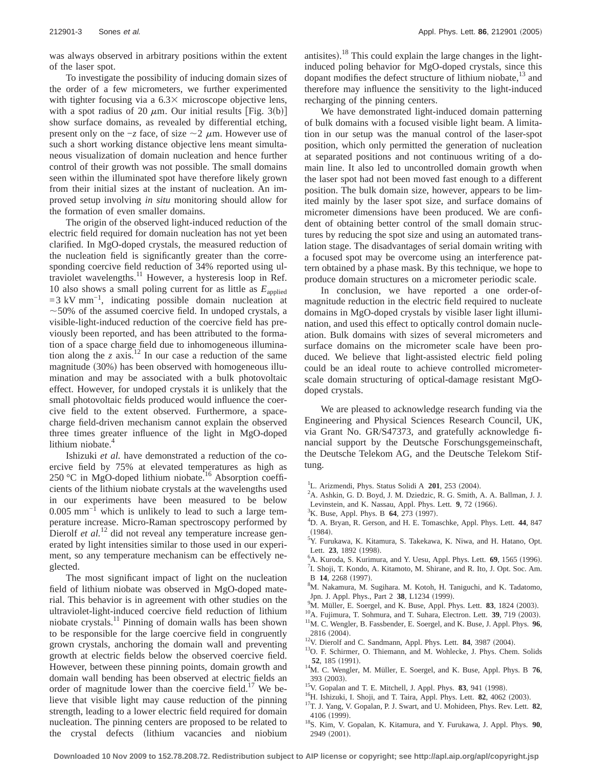was always observed in arbitrary positions within the extent of the laser spot.

To investigate the possibility of inducing domain sizes of the order of a few micrometers, we further experimented with tighter focusing via a 6.3× microscope objective lens, with a spot radius of 20 $\mu$m. Our initial results [Fig. 3(b)] show surface domains, as revealed by differential etching, present only on the $-z$ face, of size ~2 $\mu$m. However use of such a short working distance objective lens meant simultaneous visualization of domain nucleation and hence further control of their growth was not possible. The small domains seen within the illuminated spot have therefore likely grown from their initial sizes at the instant of nucleation. An improved setup involving *in situ* monitoring should allow for the formation of even smaller domains.

The origin of the observed light-induced reduction of the electric field required for domain nucleation has not yet been clarified. In MgO-doped crystals, the measured reduction of the nucleation field is significantly greater than the corresponding coercive field reduction of 34% reported using ultraviolet wavelengths.[11] However, a hysteresis loop in Ref. 10 also shows a small poling current for as little as $E_{\mathrm{applied}} = 3\ \mathrm{kV\ mm^{-1}}$, indicating possible domain nucleation at ~50% of the assumed coercive field. In undoped crystals, a visible-light-induced reduction of the coercive field has previously been reported, and has been attributed to the formation of a space charge field due to inhomogeneous illumination along the $z$ axis.[12] In our case a reduction of the same magnitude (30%) has been observed with homogeneous illumination and may be associated with a bulk photovoltaic effect. However, for undoped crystals it is unlikely that the small photovoltaic fields produced would influence the coercive field to the extent observed. Furthermore, a space-charge field-driven mechanism cannot explain the observed three times greater influence of the light in MgO-doped lithium niobate.[4]

Ishizuki *et al.* have demonstrated a reduction of the coercive field by 75% at elevated temperatures as high as 250 °C in MgO-doped lithium niobate.[16] Absorption coefficients of the lithium niobate crystals at the wavelengths used in our experiments have been measured to be below $0.005\ \mathrm{mm^{-1}}$ which is unlikely to lead to such a large temperature increase. Micro-Raman spectroscopy performed by Dierolf *et al.*[12] did not reveal any temperature increase generated by light intensities similar to those used in our experiment, so any temperature mechanism can be effectively neglected.

The most significant impact of light on the nucleation field of lithium niobate was observed in MgO-doped material. This behavior is in agreement with other studies on the ultraviolet-light-induced coercive field reduction of lithium niobate crystals.[11] Pinning of domain walls has been shown to be responsible for the large coercive field in congruently grown crystals, anchoring the domain wall and preventing growth at electric fields below the observed coercive field. However, between these pinning points, domain growth and domain wall bending has been observed at electric fields an order of magnitude lower than the coercive field.[17] We believe that visible light may cause reduction of the pinning strength, leading to a lower electric field required for domain nucleation. The pinning centers are proposed to be related to the crystal defects (lithium vacancies and niobium antisites).[18] This could explain the large changes in the light-induced poling behavior for MgO-doped crystals, since this dopant modifies the defect structure of lithium niobate,[13] and therefore may influence the sensitivity to the light-induced recharging of the pinning centers.

We have demonstrated light-induced domain patterning of bulk domains with a focused visible light beam. A limitation in our setup was the manual control of the laser-spot position, which only permitted the generation of nucleation at separated positions and not continuous writing of a domain line. It also led to uncontrolled domain growth when the laser spot had not been moved fast enough to a different position. The bulk domain size, however, appears to be limited mainly by the laser spot size, and surface domains of micrometer dimensions have been produced. We are confident of obtaining better control of the small domain structures by reducing the spot size and using an automated translation stage. The disadvantages of serial domain writing with a focused spot may be overcome using an interference pattern obtained by a phase mask. By this technique, we hope to produce domain structures on a micrometer periodic scale.

In conclusion, we have reported a one order-of-magnitude reduction in the electric field required to nucleate domains in MgO-doped crystals by visible laser light illumination, and used this effect to optically control domain nucleation. Bulk domains with sizes of several micrometers and surface domains on the micrometer scale have been produced. We believe that light-assisted electric field poling could be an ideal route to achieve controlled micrometer-scale domain structuring of optical-damage resistant MgO-doped crystals.

We are pleased to acknowledge research funding via the Engineering and Physical Sciences Research Council, UK, via Grant No. GR/S47373, and gratefully acknowledge financial support by the Deutsche Forschungsgemeinschaft, the Deutsche Telekom AG, and the Deutsche Telekom Stiftung.

[1] L. Arizmendi, Phys. Status Solidi A **201**, 253 (2004).
[2] A. Ashkin, G. D. Boyd, J. M. Dziedzic, R. G. Smith, A. A. Ballman, J. J. Levinstein, and K. Nassau, Appl. Phys. Lett. **9**, 72 (1966).
[3] K. Buse, Appl. Phys. B **64**, 273 (1997).
[4] D. A. Bryan, R. Gerson, and H. E. Tomaschke, Appl. Phys. Lett. **44**, 847 (1984).
[5] Y. Furukawa, K. Kitamura, S. Takekawa, K. Niwa, and H. Hatano, Opt. Lett. **23**, 1892 (1998).
[6] A. Kuroda, S. Kurimura, and Y. Uesu, Appl. Phys. Lett. **69**, 1565 (1996).
[7] I. Shoji, T. Kondo, A. Kitamoto, M. Shirane, and R. Ito, J. Opt. Soc. Am. B **14**, 2268 (1997).
[8] M. Nakamura, M. Sugihara. M. Kotoh, H. Taniguchi, and K. Tadatomo, Jpn. J. Appl. Phys., Part 2 **38**, L1234 (1999).
[9] M. Müller, E. Soergel, and K. Buse, Appl. Phys. Lett. **83**, 1824 (2003).
[10] A. Fujimura, T. Sohmura, and T. Suhara, Electron. Lett. **39**, 719 (2003).
[11] M. C. Wengler, B. Fassbender, E. Soergel, and K. Buse, J. Appl. Phys. **96**, 2816 (2004).
[12] V. Dierolf and C. Sandmann, Appl. Phys. Lett. **84**, 3987 (2004).
[13] O. F. Schirmer, O. Thiemann, and M. Wohlecke, J. Phys. Chem. Solids **52**, 185 (1991).
[14] M. C. Wengler, M. Müller, E. Soergel, and K. Buse, Appl. Phys. B **76**, 393 (2003).
[15] V. Gopalan and T. E. Mitchell, J. Appl. Phys. **83**, 941 (1998).
[16] H. Ishizuki, I. Shoji, and T. Taira, Appl. Phys. Lett. **82**, 4062 (2003).
[17] T. J. Yang, V. Gopalan, P. J. Swart, and U. Mohideen, Phys. Rev. Lett. **82**, 4106 (1999).
[18] S. Kim, V. Gopalan, K. Kitamura, and Y. Furukawa, J. Appl. Phys. **90**, 2949 (2001).